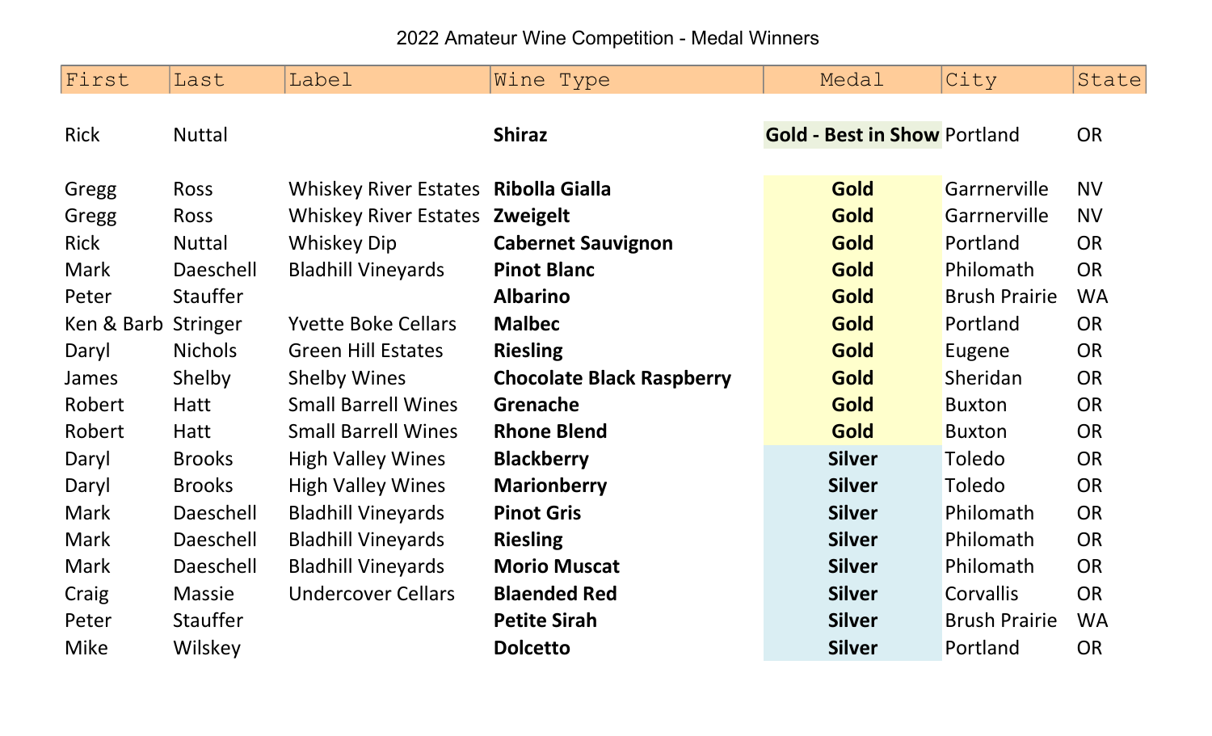# 2022 Amateur Wine Competition - Medal Winners

| First | Last | Label | Wine Type | Medal | City | State |
|---|---|---|---|---|---|---|
| Rick | Nuttal | | **Shiraz** | **Gold - Best in Show** | Portland | OR |
| Gregg | Ross | Whiskey River Estates | **Ribolla Gialla** | **Gold** | Garrnerville | NV |
| Gregg | Ross | Whiskey River Estates | **Zweigelt** | **Gold** | Garrnerville | NV |
| Rick | Nuttal | Whiskey Dip | **Cabernet Sauvignon** | **Gold** | Portland | OR |
| Mark | Daeschell | Bladhill Vineyards | **Pinot Blanc** | **Gold** | Philomath | OR |
| Peter | Stauffer | | **Albarino** | **Gold** | Brush Prairie | WA |
| Ken & Barb | Stringer | Yvette Boke Cellars | **Malbec** | **Gold** | Portland | OR |
| Daryl | Nichols | Green Hill Estates | **Riesling** | **Gold** | Eugene | OR |
| James | Shelby | Shelby Wines | **Chocolate Black Raspberry** | **Gold** | Sheridan | OR |
| Robert | Hatt | Small Barrell Wines | **Grenache** | **Gold** | Buxton | OR |
| Robert | Hatt | Small Barrell Wines | **Rhone Blend** | **Gold** | Buxton | OR |
| Daryl | Brooks | High Valley Wines | **Blackberry** | **Silver** | Toledo | OR |
| Daryl | Brooks | High Valley Wines | **Marionberry** | **Silver** | Toledo | OR |
| Mark | Daeschell | Bladhill Vineyards | **Pinot Gris** | **Silver** | Philomath | OR |
| Mark | Daeschell | Bladhill Vineyards | **Riesling** | **Silver** | Philomath | OR |
| Mark | Daeschell | Bladhill Vineyards | **Morio Muscat** | **Silver** | Philomath | OR |
| Craig | Massie | Undercover Cellars | **Blaended Red** | **Silver** | Corvallis | OR |
| Peter | Stauffer | | **Petite Sirah** | **Silver** | Brush Prairie | WA |
| Mike | Wilskey | | **Dolcetto** | **Silver** | Portland | OR |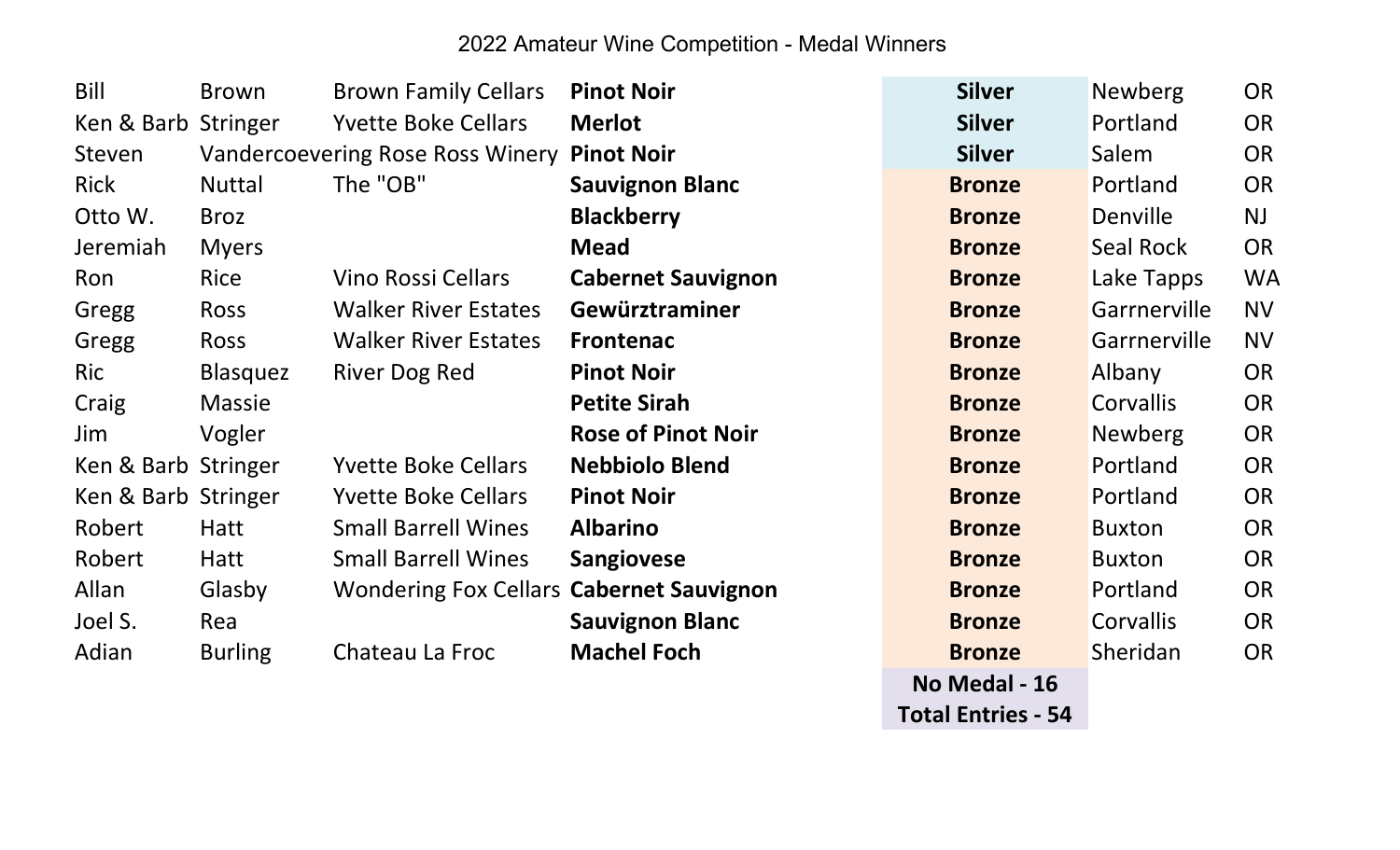2022 Amateur Wine Competition - Medal Winners

| | | | | | | |
|---|---|---|---|---|---|---|
| Bill | Brown | Brown Family Cellars | **Pinot Noir** | **Silver** | Newberg | OR |
| Ken & Barb | Stringer | Yvette Boke Cellars | **Merlot** | **Silver** | Portland | OR |
| Steven | Vandercoevering | Rose Ross Winery | **Pinot Noir** | **Silver** | Salem | OR |
| Rick | Nuttal | The "OB" | **Sauvignon Blanc** | **Bronze** | Portland | OR |
| Otto W. | Broz | | **Blackberry** | **Bronze** | Denville | NJ |
| Jeremiah | Myers | | **Mead** | **Bronze** | Seal Rock | OR |
| Ron | Rice | Vino Rossi Cellars | **Cabernet Sauvignon** | **Bronze** | Lake Tapps | WA |
| Gregg | Ross | Walker River Estates | **Gewürztraminer** | **Bronze** | Garrnerville | NV |
| Gregg | Ross | Walker River Estates | **Frontenac** | **Bronze** | Garrnerville | NV |
| Ric | Blasquez | River Dog Red | **Pinot Noir** | **Bronze** | Albany | OR |
| Craig | Massie | | **Petite Sirah** | **Bronze** | Corvallis | OR |
| Jim | Vogler | | **Rose of Pinot Noir** | **Bronze** | Newberg | OR |
| Ken & Barb | Stringer | Yvette Boke Cellars | **Nebbiolo Blend** | **Bronze** | Portland | OR |
| Ken & Barb | Stringer | Yvette Boke Cellars | **Pinot Noir** | **Bronze** | Portland | OR |
| Robert | Hatt | Small Barrell Wines | **Albarino** | **Bronze** | Buxton | OR |
| Robert | Hatt | Small Barrell Wines | **Sangiovese** | **Bronze** | Buxton | OR |
| Allan | Glasby | Wondering Fox Cellars | **Cabernet Sauvignon** | **Bronze** | Portland | OR |
| Joel S. | Rea | | **Sauvignon Blanc** | **Bronze** | Corvallis | OR |
| Adian | Burling | Chateau La Froc | **Machel Foch** | **Bronze** | Sheridan | OR |
| | | | | **No Medal - 16** | | |
| | | | | **Total Entries - 54** | | |